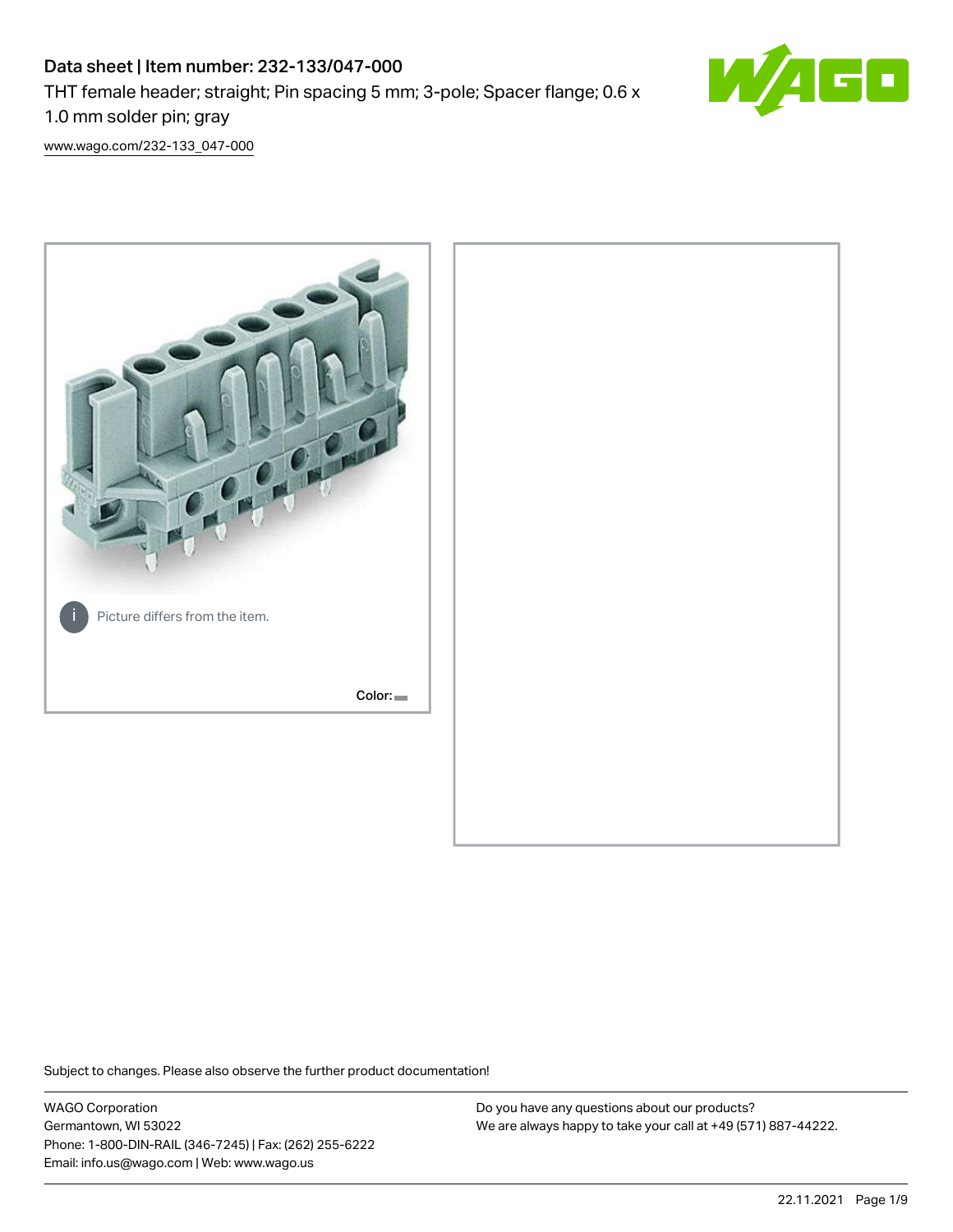# Data sheet | Item number: 232-133/047-000

THT female header; straight; Pin spacing 5 mm; 3-pole; Spacer flange; 0.6 x 1.0 mm solder pin; gray

www.wago.com/232-133_047-000

Picture differs from the item.

Color:

Subject to changes. Please also observe the further product documentation!

WAGO Corporation
Germantown, WI 53022
Phone: 1-800-DIN-RAIL (346-7245) | Fax: (262) 255-6222
Email: info.us@wago.com | Web: www.wago.us

Do you have any questions about our products?
We are always happy to take your call at +49 (571) 887-44222.

22.11.2021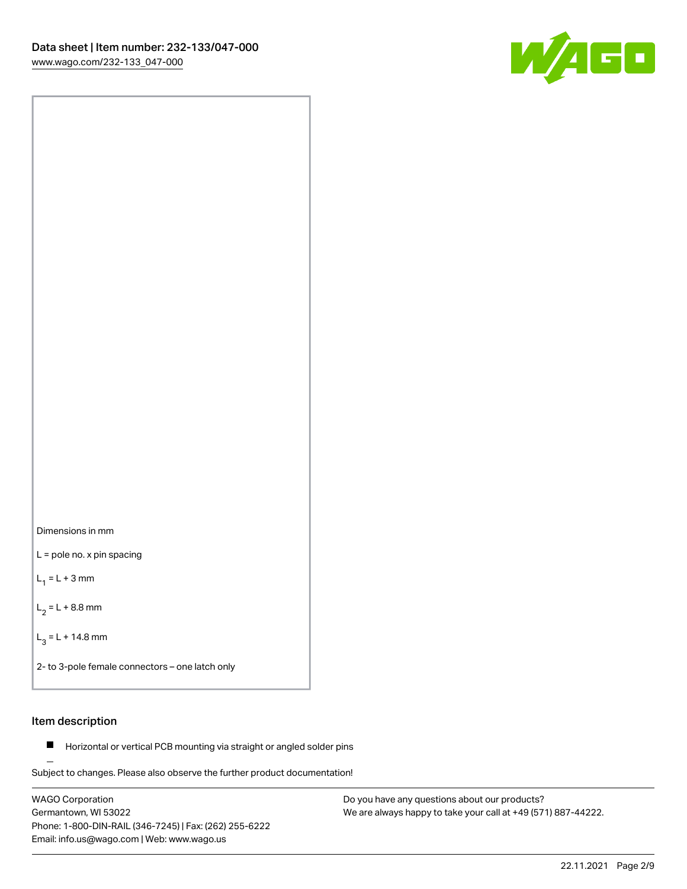Dimensions in mm

L = pole no. x pin spacing

$L_1$ = L + 3 mm

$L_2$ = L + 8.8 mm

$L_3$ = L + 14.8 mm

2- to 3-pole female connectors – one latch only

## Item description

- Horizontal or vertical PCB mounting via straight or angled solder pins

Subject to changes. Please also observe the further product documentation!

WAGO Corporation
Germantown, WI 53022
Phone: 1-800-DIN-RAIL (346-7245) | Fax: (262) 255-6222
Email: info.us@wago.com | Web: www.wago.us

Do you have any questions about our products?
We are always happy to take your call at +49 (571) 887-44222.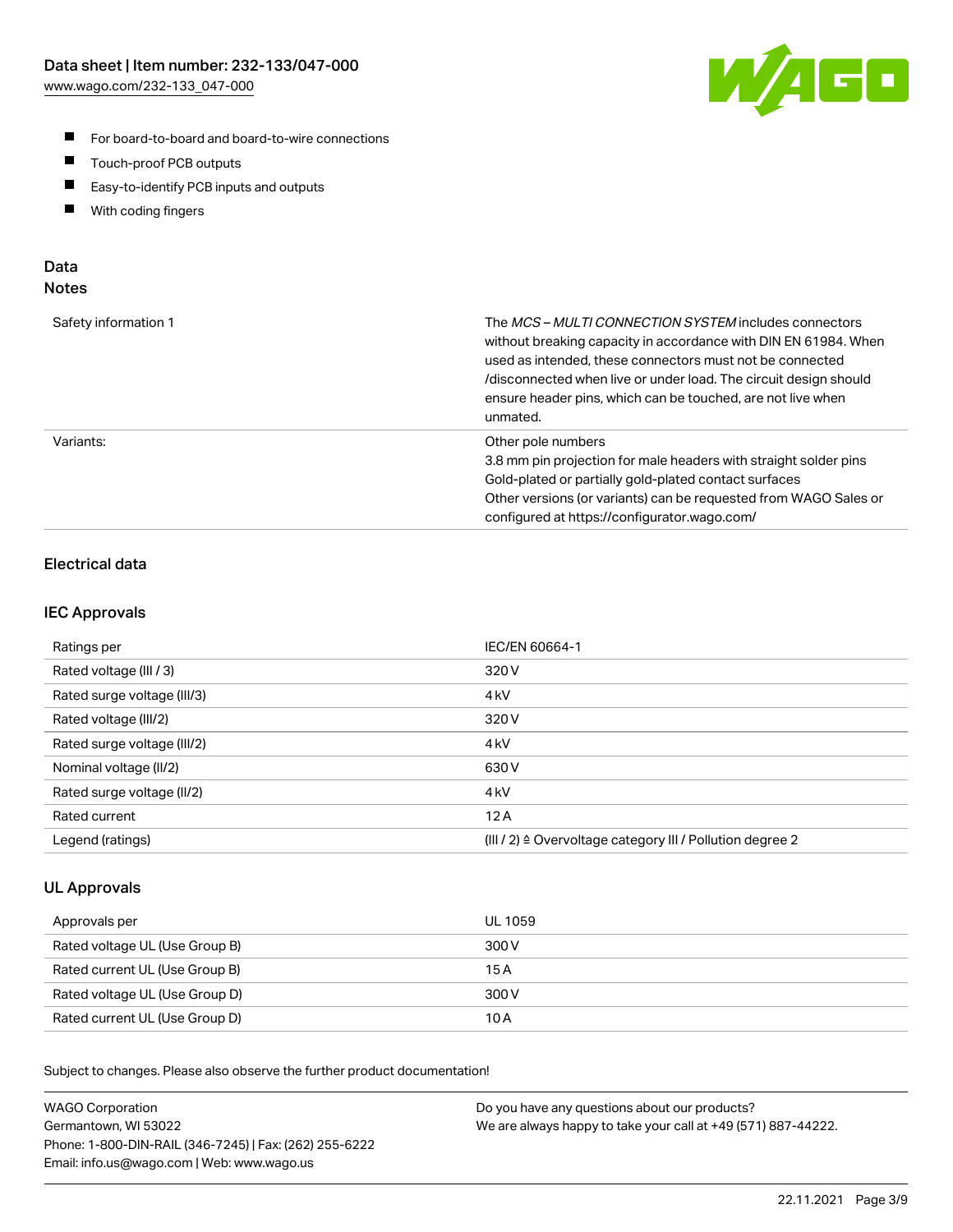- For board-to-board and board-to-wire connections
- Touch-proof PCB outputs
- Easy-to-identify PCB inputs and outputs
- With coding fingers

## Data
### Notes

| | |
|---|---|
| Safety information 1 | The *MCS – MULTI CONNECTION SYSTEM* includes connectors without breaking capacity in accordance with DIN EN 61984. When used as intended, these connectors must not be connected /disconnected when live or under load. The circuit design should ensure header pins, which can be touched, are not live when unmated. |
| Variants: | Other pole numbers<br>3.8 mm pin projection for male headers with straight solder pins<br>Gold-plated or partially gold-plated contact surfaces<br>Other versions (or variants) can be requested from WAGO Sales or configured at https://configurator.wago.com/ |

### Electrical data

### IEC Approvals

| | |
|---|---|
| Ratings per | IEC/EN 60664-1 |
| Rated voltage (III / 3) | 320 V |
| Rated surge voltage (III/3) | 4 kV |
| Rated voltage (III/2) | 320 V |
| Rated surge voltage (III/2) | 4 kV |
| Nominal voltage (II/2) | 630 V |
| Rated surge voltage (II/2) | 4 kV |
| Rated current | 12 A |
| Legend (ratings) | (III / 2) ≙ Overvoltage category III / Pollution degree 2 |

### UL Approvals

| | |
|---|---|
| Approvals per | UL 1059 |
| Rated voltage UL (Use Group B) | 300 V |
| Rated current UL (Use Group B) | 15 A |
| Rated voltage UL (Use Group D) | 300 V |
| Rated current UL (Use Group D) | 10 A |

Subject to changes. Please also observe the further product documentation!

WAGO Corporation
Germantown, WI 53022
Phone: 1-800-DIN-RAIL (346-7245) | Fax: (262) 255-6222
Email: info.us@wago.com | Web: www.wago.us

Do you have any questions about our products?
We are always happy to take your call at +49 (571) 887-44222.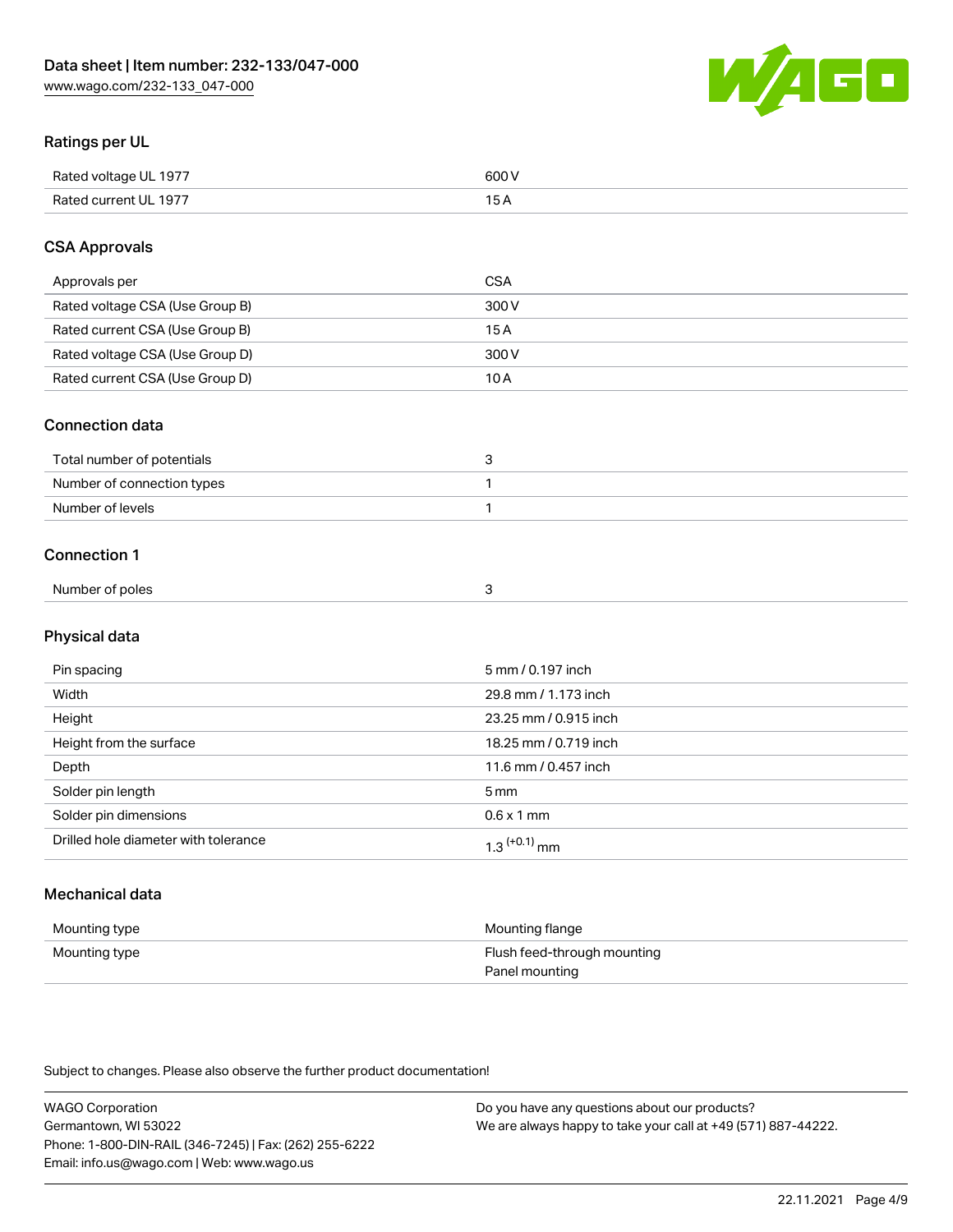## Ratings per UL

| | |
|---|---|
| Rated voltage UL 1977 | 600 V |
| Rated current UL 1977 | 15 A |

## CSA Approvals

| | |
|---|---|
| Approvals per | CSA |
| Rated voltage CSA (Use Group B) | 300 V |
| Rated current CSA (Use Group B) | 15 A |
| Rated voltage CSA (Use Group D) | 300 V |
| Rated current CSA (Use Group D) | 10 A |

## Connection data

| | |
|---|---|
| Total number of potentials | 3 |
| Number of connection types | 1 |
| Number of levels | 1 |

## Connection 1

| | |
|---|---|
| Number of poles | 3 |

## Physical data

| | |
|---|---|
| Pin spacing | 5 mm / 0.197 inch |
| Width | 29.8 mm / 1.173 inch |
| Height | 23.25 mm / 0.915 inch |
| Height from the surface | 18.25 mm / 0.719 inch |
| Depth | 11.6 mm / 0.457 inch |
| Solder pin length | 5 mm |
| Solder pin dimensions | 0.6 x 1 mm |
| Drilled hole diameter with tolerance | $1.3^{(+0.1)}$ mm |

## Mechanical data

| | |
|---|---|
| Mounting type | Mounting flange |
| Mounting type | Flush feed-through mounting<br>Panel mounting |

Subject to changes. Please also observe the further product documentation!

WAGO Corporation
Germantown, WI 53022
Phone: 1-800-DIN-RAIL (346-7245) | Fax: (262) 255-6222
Email: info.us@wago.com | Web: www.wago.us

Do you have any questions about our products?
We are always happy to take your call at +49 (571) 887-44222.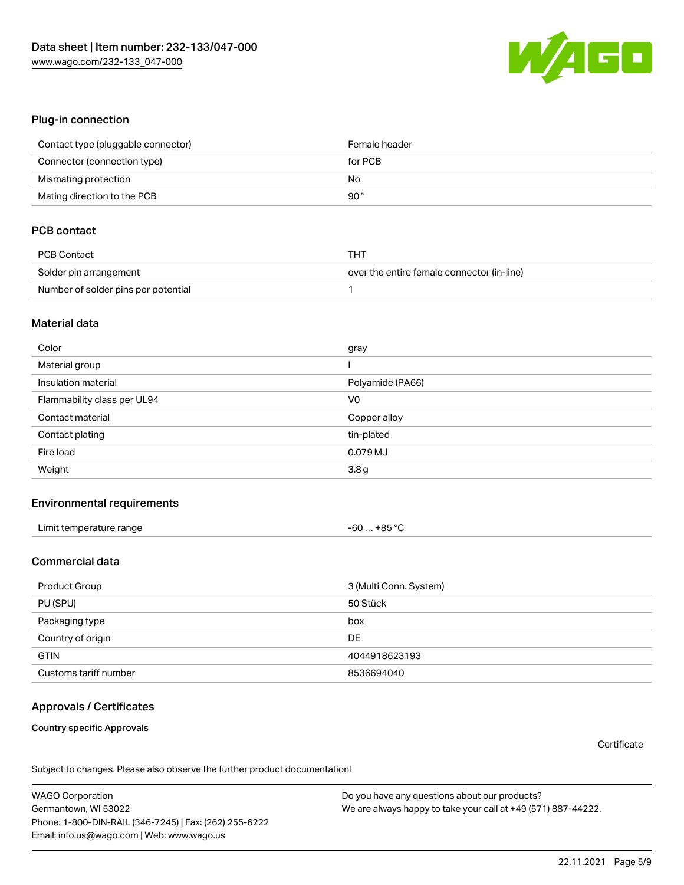## Plug-in connection

| | |
|---|---|
| Contact type (pluggable connector) | Female header |
| Connector (connection type) | for PCB |
| Mismating protection | No |
| Mating direction to the PCB | 90 ° |

## PCB contact

| | |
|---|---|
| PCB Contact | THT |
| Solder pin arrangement | over the entire female connector (in-line) |
| Number of solder pins per potential | 1 |

## Material data

| | |
|---|---|
| Color | gray |
| Material group | I |
| Insulation material | Polyamide (PA66) |
| Flammability class per UL94 | V0 |
| Contact material | Copper alloy |
| Contact plating | tin-plated |
| Fire load | 0.079 MJ |
| Weight | 3.8 g |

## Environmental requirements

| | |
|---|---|
| Limit temperature range | -60 … +85 °C |

## Commercial data

| | |
|---|---|
| Product Group | 3 (Multi Conn. System) |
| PU (SPU) | 50 Stück |
| Packaging type | box |
| Country of origin | DE |
| GTIN | 4044918623193 |
| Customs tariff number | 8536694040 |

## Approvals / Certificates

**Country specific Approvals**

Certificate

Subject to changes. Please also observe the further product documentation!

WAGO Corporation
Germantown, WI 53022
Phone: 1-800-DIN-RAIL (346-7245) | Fax: (262) 255-6222
Email: info.us@wago.com | Web: www.wago.us

Do you have any questions about our products?
We are always happy to take your call at +49 (571) 887-44222.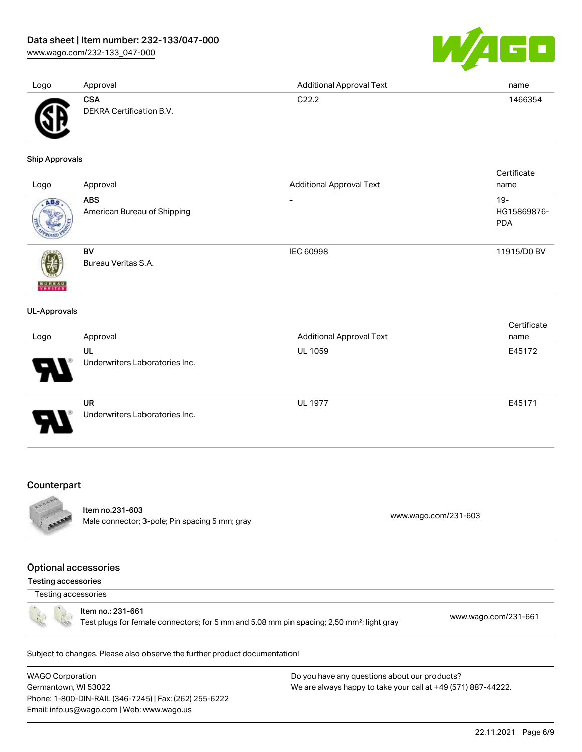| Logo | Approval | Additional Approval Text | name |
| --- | --- | --- | --- |
| | **CSA** DEKRA Certification B.V. | C22.2 | 1466354 |

### Ship Approvals

| Logo | Approval | Additional Approval Text | Certificate name |
| --- | --- | --- | --- |
| | **ABS** American Bureau of Shipping | - | 19-HG15869876-PDA |
| | **BV** Bureau Veritas S.A. | IEC 60998 | 11915/D0 BV |

### UL-Approvals

| Logo | Approval | Additional Approval Text | Certificate name |
| --- | --- | --- | --- |
| | **UL** Underwriters Laboratories Inc. | UL 1059 | E45172 |
| | **UR** Underwriters Laboratories Inc. | UL 1977 | E45171 |

## Counterpart

| Item | Link |
| --- | --- |
| Item no.231-603 Male connector; 3-pole; Pin spacing 5 mm; gray | www.wago.com/231-603 |

## Optional accessories

### Testing accessories

Testing accessories

| Item | Link |
| --- | --- |
| Item no.: 231-661 Test plugs for female connectors; for 5 mm and 5.08 mm pin spacing; 2,50 mm²; light gray | www.wago.com/231-661 |

Subject to changes. Please also observe the further product documentation!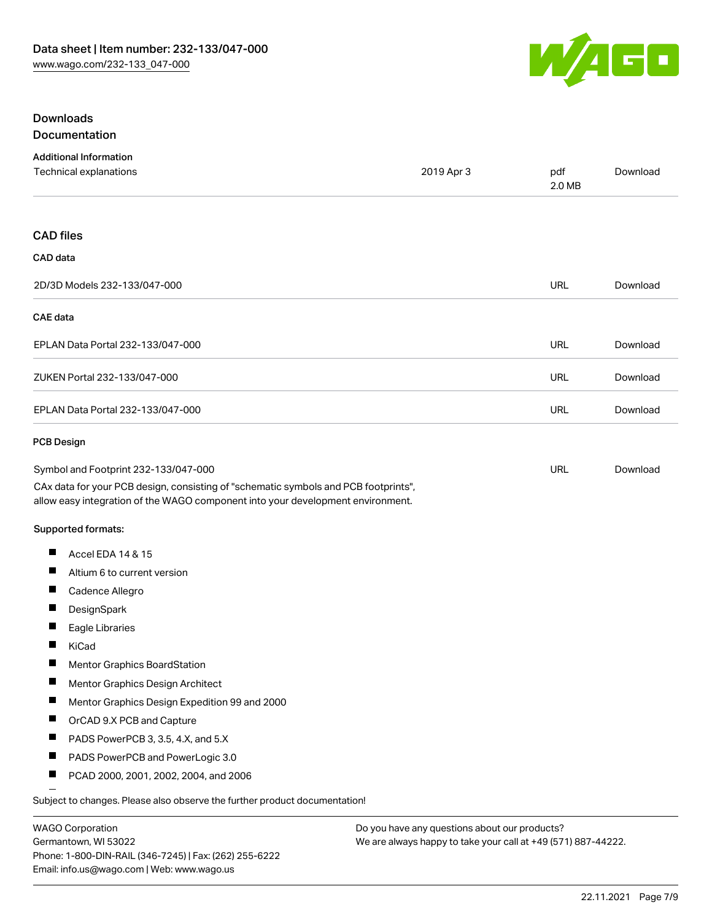## Downloads
## Documentation

### Additional Information

| | | | |
|---|---|---|---|
| Technical explanations | 2019 Apr 3 | pdf 2.0 MB | Download |

## CAD files

### CAD data

| | | |
|---|---|---|
| 2D/3D Models 232-133/047-000 | URL | Download |

### CAE data

| | | |
|---|---|---|
| EPLAN Data Portal 232-133/047-000 | URL | Download |
| ZUKEN Portal 232-133/047-000 | URL | Download |
| EPLAN Data Portal 232-133/047-000 | URL | Download |

### PCB Design

| | | |
|---|---|---|
| Symbol and Footprint 232-133/047-000 | URL | Download |

CAx data for your PCB design, consisting of "schematic symbols and PCB footprints", allow easy integration of the WAGO component into your development environment.

**Supported formats:**

- Accel EDA 14 & 15
- Altium 6 to current version
- Cadence Allegro
- DesignSpark
- Eagle Libraries
- KiCad
- Mentor Graphics BoardStation
- Mentor Graphics Design Architect
- Mentor Graphics Design Expedition 99 and 2000
- OrCAD 9.X PCB and Capture
- PADS PowerPCB 3, 3.5, 4.X, and 5.X
- PADS PowerPCB and PowerLogic 3.0
- PCAD 2000, 2001, 2002, 2004, and 2006

Subject to changes. Please also observe the further product documentation!

WAGO Corporation
Germantown, WI 53022
Phone: 1-800-DIN-RAIL (346-7245) | Fax: (262) 255-6222
Email: info.us@wago.com | Web: www.wago.us

Do you have any questions about our products?
We are always happy to take your call at +49 (571) 887-44222.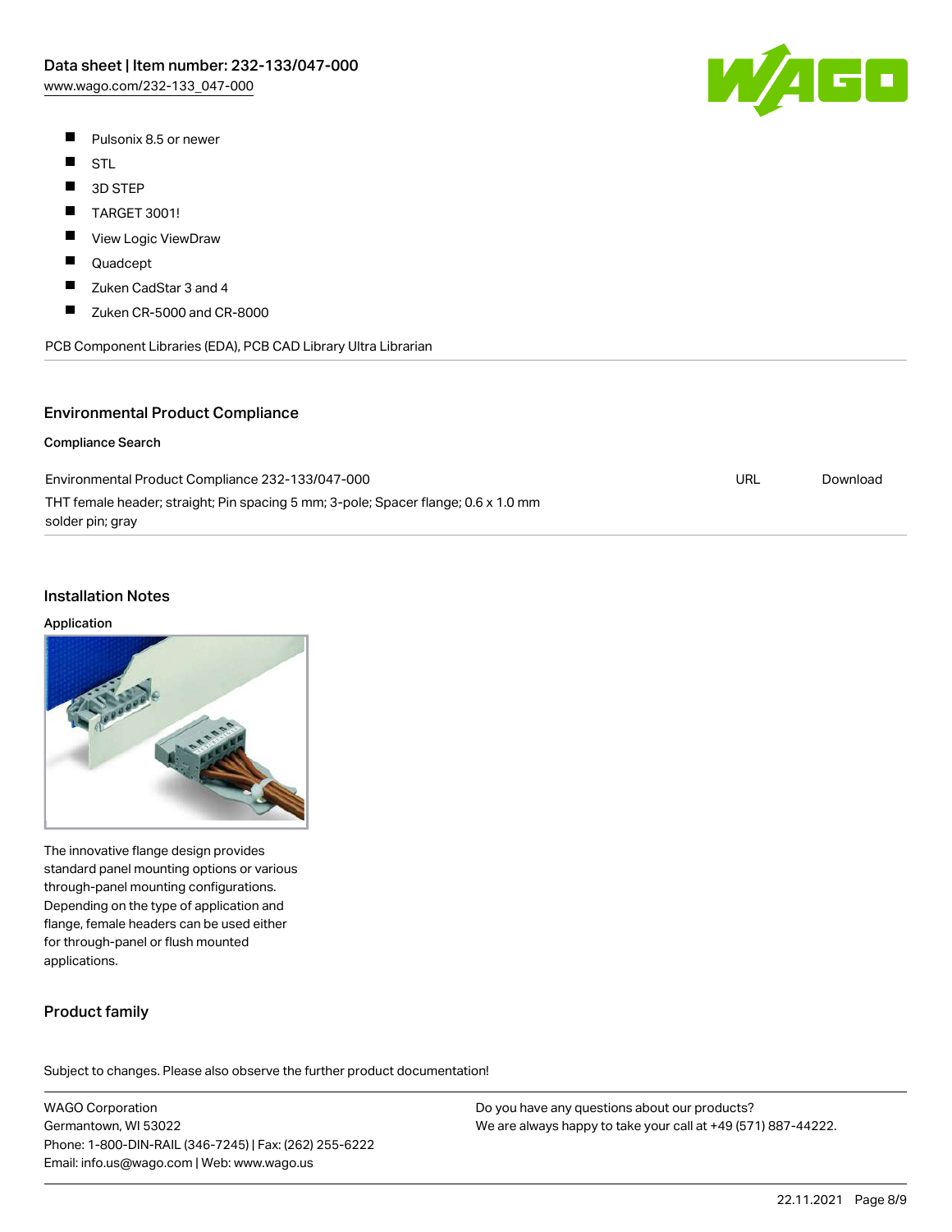- Pulsonix 8.5 or newer
- STL
- 3D STEP
- TARGET 3001!
- View Logic ViewDraw
- Quadcept
- Zuken CadStar 3 and 4
- Zuken CR-5000 and CR-8000

PCB Component Libraries (EDA), PCB CAD Library Ultra Librarian

## Environmental Product Compliance

### Compliance Search

| | | |
|---|---|---|
| Environmental Product Compliance 232-133/047-000<br>THT female header; straight; Pin spacing 5 mm; 3-pole; Spacer flange; 0.6 x 1.0 mm solder pin; gray | URL | Download |

## Installation Notes

### Application

The innovative flange design provides standard panel mounting options or various through-panel mounting configurations. Depending on the type of application and flange, female headers can be used either for through-panel or flush mounted applications.

## Product family

Subject to changes. Please also observe the further product documentation!

WAGO Corporation
Germantown, WI 53022
Phone: 1-800-DIN-RAIL (346-7245) | Fax: (262) 255-6222
Email: info.us@wago.com | Web: www.wago.us

Do you have any questions about our products?
We are always happy to take your call at +49 (571) 887-44222.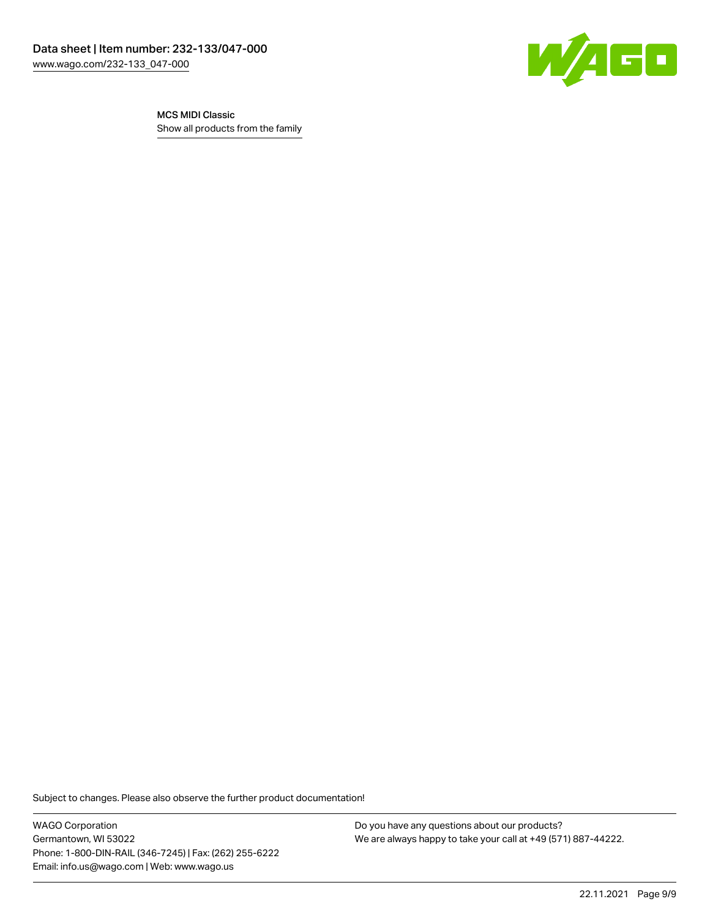MCS MIDI Classic

Show all products from the family

Subject to changes. Please also observe the further product documentation!

WAGO Corporation
Germantown, WI 53022
Phone: 1-800-DIN-RAIL (346-7245) | Fax: (262) 255-6222
Email: info.us@wago.com | Web: www.wago.us

Do you have any questions about our products?
We are always happy to take your call at +49 (571) 887-44222.